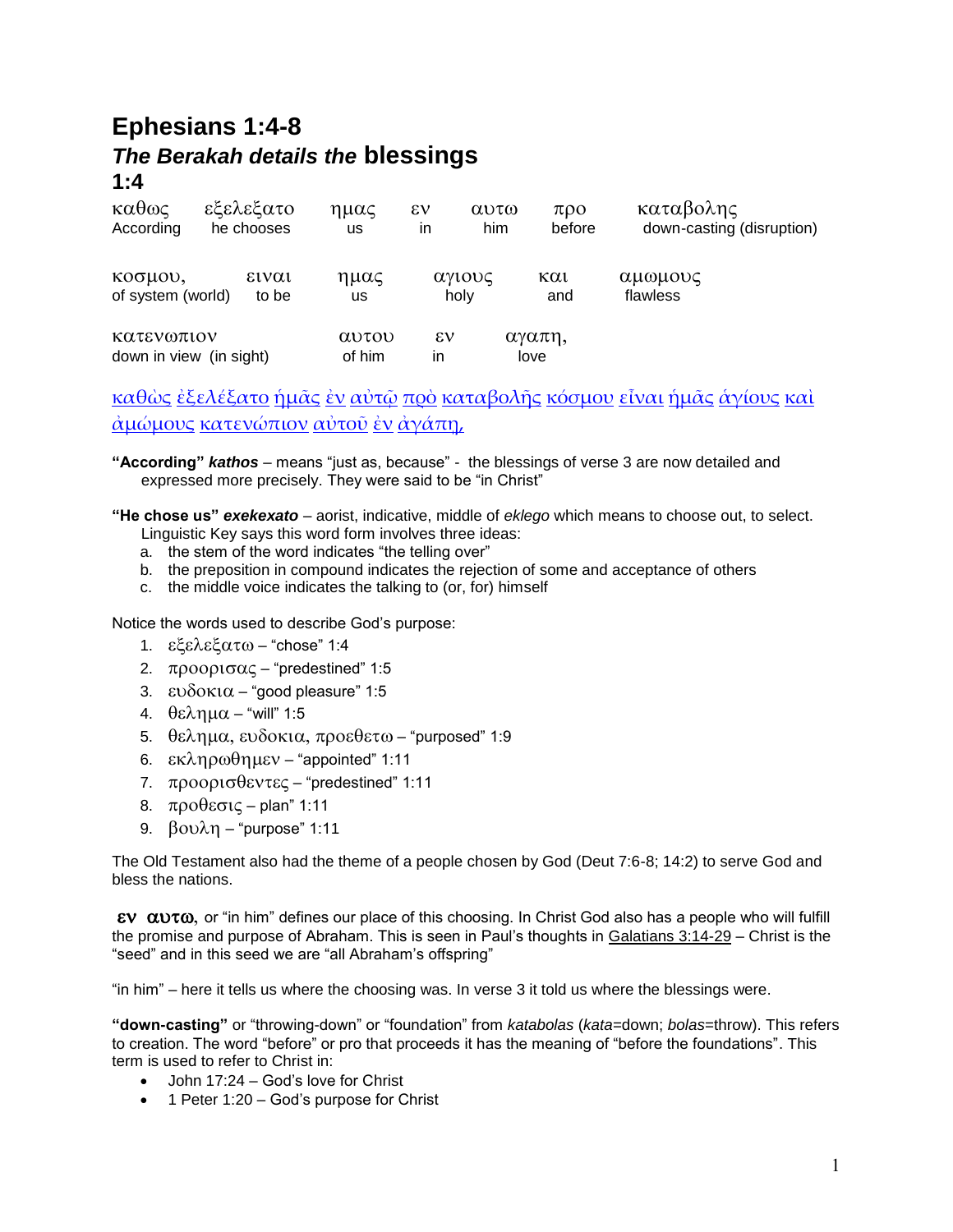# Ephesians 1:4-8

## *The Berakah details the* blessings

### 1:4

| καθως | εξελεξατο | ημας | εν | αυτω | προ | καταβολης |
|---|---|---|---|---|---|---|
| According | he chooses | us | in | him | before | down-casting (disruption) |

| κοσμου, | ειναι | ημας | αγιους | και | αμωμους |
|---|---|---|---|---|---|
| of system (world) | to be | us | holy | and | flawless |

| κατενωπιον | αυτου | εν | αγαπη, |
|---|---|---|---|
| down in view (in sight) | of him | in | love |

καθὼς ἐξελέξατο ἡμᾶς ἐν αὐτῷ πρὸ καταβολῆς κόσμου εἶναι ἡμᾶς ἁγίους καὶ ἀμώμους κατενώπιον αὐτοῦ ἐν ἀγάπῃ,

**"According"** ***kathos*** – means "just as, because" - the blessings of verse 3 are now detailed and expressed more precisely. They were said to be "in Christ"

**"He chose us"** ***exekexato*** – aorist, indicative, middle of *eklego* which means to choose out, to select. Linguistic Key says this word form involves three ideas:

a. the stem of the word indicates "the telling over"
b. the preposition in compound indicates the rejection of some and acceptance of others
c. the middle voice indicates the talking to (or, for) himself

Notice the words used to describe God's purpose:

1. εξελεξατω – "chose" 1:4
2. προορισας – "predestined" 1:5
3. ευδοκια – "good pleasure" 1:5
4. θελημα – "will" 1:5
5. θελημα, ευδοκια, προεθετω – "purposed" 1:9
6. εκληρωθημεν – "appointed" 1:11
7. προορισθεντες – "predestined" 1:11
8. προθεσις – plan" 1:11
9. βουλη – "purpose" 1:11

The Old Testament also had the theme of a people chosen by God (Deut 7:6-8; 14:2) to serve God and bless the nations.

**εν αυτω**, or "in him" defines our place of this choosing. In Christ God also has a people who will fulfill the promise and purpose of Abraham. This is seen in Paul's thoughts in Galatians 3:14-29 – Christ is the "seed" and in this seed we are "all Abraham's offspring"

"in him" – here it tells us where the choosing was. In verse 3 it told us where the blessings were.

**"down-casting"** or "throwing-down" or "foundation" from *katabolas* (*kata*=down; *bolas*=throw). This refers to creation. The word "before" or pro that proceeds it has the meaning of "before the foundations". This term is used to refer to Christ in:

- John 17:24 – God's love for Christ
- 1 Peter 1:20 – God's purpose for Christ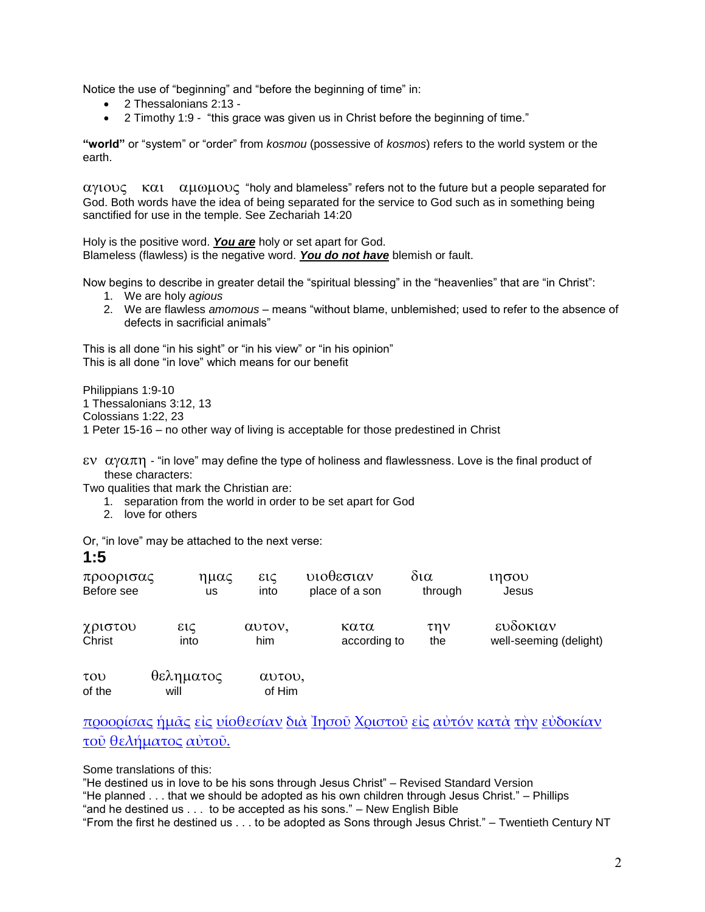Notice the use of "beginning" and "before the beginning of time" in:

- 2 Thessalonians 2:13 -
- 2 Timothy 1:9 - "this grace was given us in Christ before the beginning of time."

**"world"** or "system" or "order" from *kosmou* (possessive of *kosmos*) refers to the world system or the earth.

αγιους και αμωμους "holy and blameless" refers not to the future but a people separated for God. Both words have the idea of being separated for the service to God such as in something being sanctified for use in the temple. See Zechariah 14:20

Holy is the positive word. ***You are*** holy or set apart for God.
Blameless (flawless) is the negative word. ***You do not have*** blemish or fault.

Now begins to describe in greater detail the "spiritual blessing" in the "heavenlies" that are "in Christ":

1. We are holy *agious*
2. We are flawless *amomous* – means "without blame, unblemished; used to refer to the absence of defects in sacrificial animals"

This is all done "in his sight" or "in his view" or "in his opinion"
This is all done "in love" which means for our benefit

Philippians 1:9-10
1 Thessalonians 3:12, 13
Colossians 1:22, 23
1 Peter 15-16 – no other way of living is acceptable for those predestined in Christ

εν αγαπη - "in love" may define the type of holiness and flawlessness. Love is the final product of these characters:

Two qualities that mark the Christian are:

1. separation from the world in order to be set apart for God
2. love for others

Or, "in love" may be attached to the next verse:

## 1:5

| προορισας | ημας | εις | υιοθεσιαν | δια | ιησου |
|---|---|---|---|---|---|
| Before see | us | into | place of a son | through | Jesus |
| χριστου | εις | αυτον, | κατα | την | ευδοκιαν |
| Christ | into | him | according to | the | well-seeming (delight) |
| του | θεληματος | αυτου, | | | |
| of the | will | of Him | | | |

προορίσας ἡμᾶς εἰς υἱοθεσίαν διὰ Ἰησοῦ Χριστοῦ εἰς αὐτόν κατὰ τὴν εὐδοκίαν τοῦ θελήματος αὐτοῦ.

Some translations of this:
"He destined us in love to be his sons through Jesus Christ" – Revised Standard Version
"He planned . . . that we should be adopted as his own children through Jesus Christ." – Phillips
"and he destined us . . . to be accepted as his sons." – New English Bible
"From the first he destined us . . . to be adopted as Sons through Jesus Christ." – Twentieth Century NT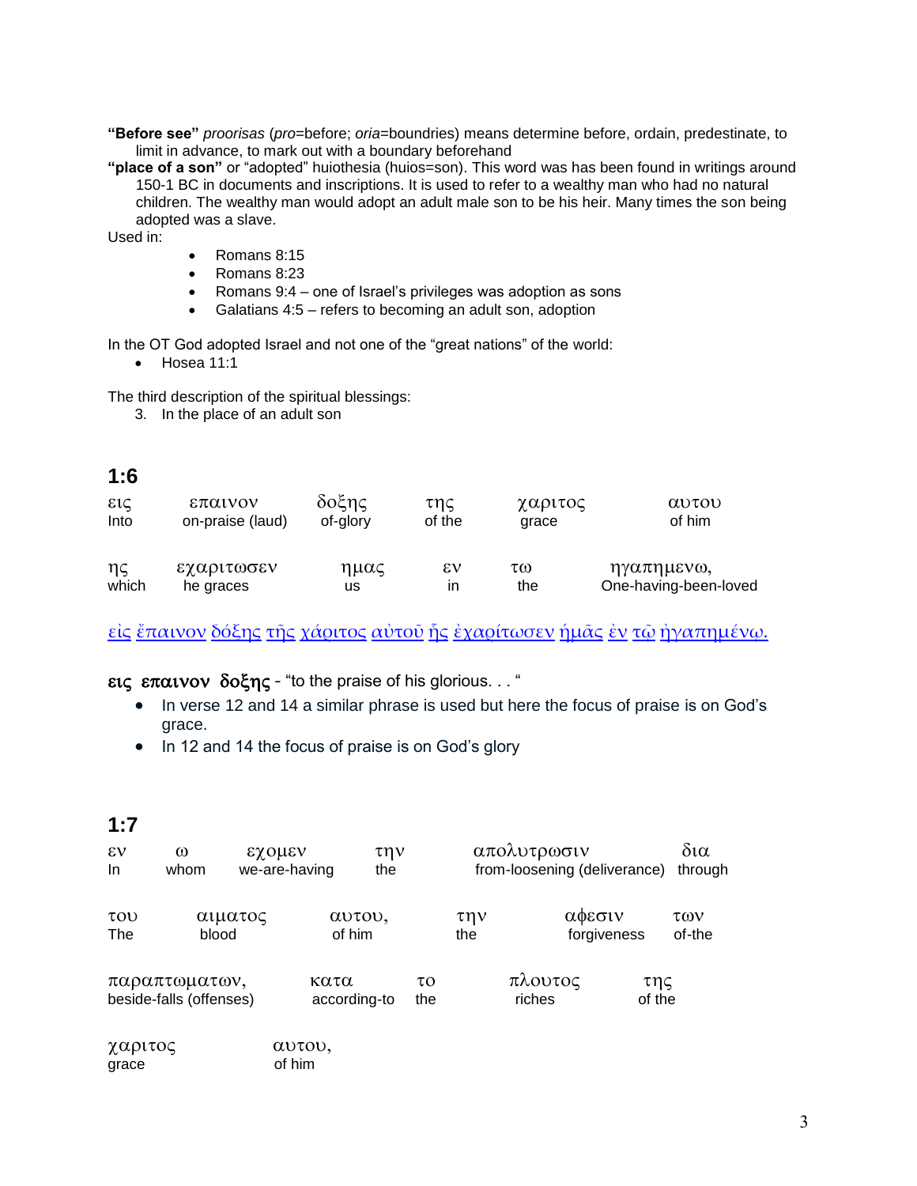**"Before see"** *proorisas* (*pro*=before; *oria*=boundries) means determine before, ordain, predestinate, to limit in advance, to mark out with a boundary beforehand

**"place of a son"** or "adopted" huiothesia (huios=son). This word was has been found in writings around 150-1 BC in documents and inscriptions. It is used to refer to a wealthy man who had no natural children. The wealthy man would adopt an adult male son to be his heir. Many times the son being adopted was a slave.

Used in:

- Romans 8:15
- Romans 8:23
- Romans 9:4 – one of Israel's privileges was adoption as sons
- Galatians 4:5 – refers to becoming an adult son, adoption

In the OT God adopted Israel and not one of the "great nations" of the world:

- Hosea 11:1

The third description of the spiritual blessings:

3. In the place of an adult son

## 1:6

| εις | επαινον | δοξης | της | χαριτος | αυτου |
|---|---|---|---|---|---|
| Into | on-praise (laud) | of-glory | of the | grace | of him |

| ης | εχαριτωσεν | ημας | εν | τω | ηγαπημενω, |
|---|---|---|---|---|---|
| which | he graces | us | in | the | One-having-been-loved |

εἰς ἔπαινον δόξης τῆς χάριτος αὐτοῦ ἧς ἐχαρίτωσεν ἡμᾶς ἐν τῷ ἠγαπημένῳ.

**εις επαινον δοξης** - "to the praise of his glorious. . . "

- In verse 12 and 14 a similar phrase is used but here the focus of praise is on God's grace.
- In 12 and 14 the focus of praise is on God's glory

## 1:7

| εν | ω | εχομεν | την | απολυτρωσιν | δια |
|---|---|---|---|---|---|
| In | whom | we-are-having | the | from-loosening (deliverance) | through |

| του | αιματος | αυτου, | την | αφεσιν | των |
|---|---|---|---|---|---|
| The | blood | of him | the | forgiveness | of-the |

| παραπτωματων, | κατα | το | πλουτος | της |
|---|---|---|---|---|
| beside-falls (offenses) | according-to | the | riches | of the |

| χαριτος | αυτου, |
|---|---|
| grace | of him |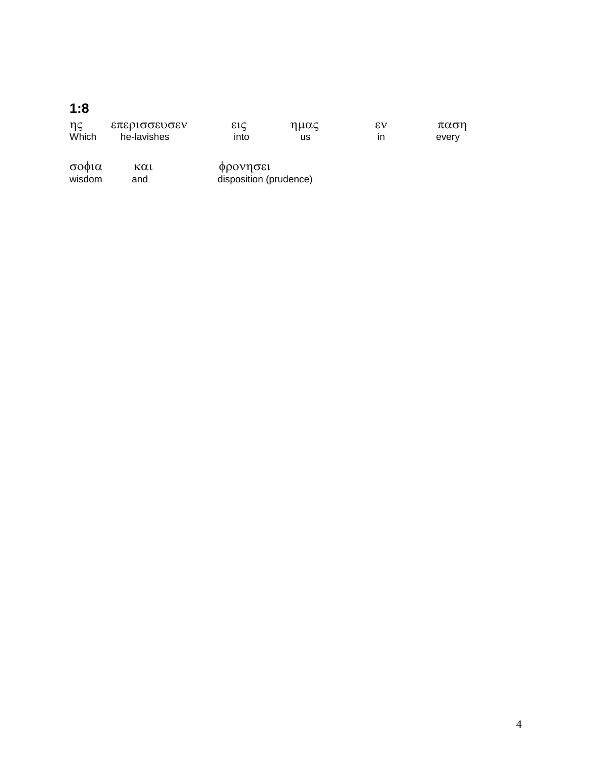**1:8**

| ης | επερισσευσεν | εις | ημας | εν | παση |
|---|---|---|---|---|---|
| Which | he-lavishes | into | us | in | every |

| σοφια | και | φρονησει |
|---|---|---|
| wisdom | and | disposition (prudence) |